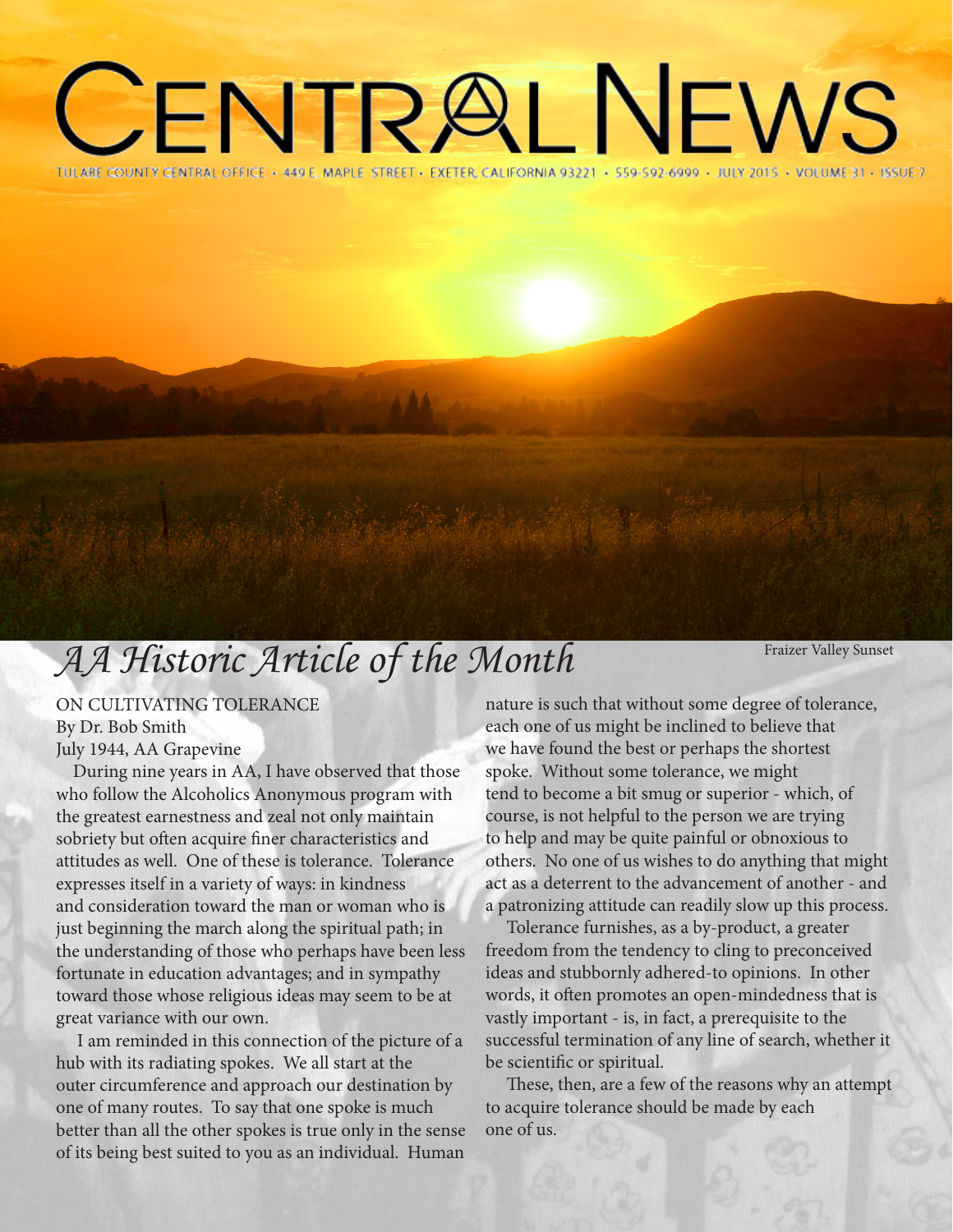# CENTRAL NEWS

TULARE COUNTY CENTRAL OFFICE • 449 E. MAPLE STREET • EXETER, CALIFORNIA 93221 • 559-592-6999 • JULY 2015 • VOLUME 31 • ISSUE 7

Fraizer Valley Sunset

## *AA Historic Article of the Month*

ON CULTIVATING TOLERANCE
By Dr. Bob Smith
July 1944, AA Grapevine

During nine years in AA, I have observed that those who follow the Alcoholics Anonymous program with the greatest earnestness and zeal not only maintain sobriety but often acquire finer characteristics and attitudes as well. One of these is tolerance. Tolerance expresses itself in a variety of ways: in kindness and consideration toward the man or woman who is just beginning the march along the spiritual path; in the understanding of those who perhaps have been less fortunate in education advantages; and in sympathy toward those whose religious ideas may seem to be at great variance with our own.

I am reminded in this connection of the picture of a hub with its radiating spokes. We all start at the outer circumference and approach our destination by one of many routes. To say that one spoke is much better than all the other spokes is true only in the sense of its being best suited to you as an individual. Human nature is such that without some degree of tolerance, each one of us might be inclined to believe that we have found the best or perhaps the shortest spoke. Without some tolerance, we might tend to become a bit smug or superior - which, of course, is not helpful to the person we are trying to help and may be quite painful or obnoxious to others. No one of us wishes to do anything that might act as a deterrent to the advancement of another - and a patronizing attitude can readily slow up this process.

Tolerance furnishes, as a by-product, a greater freedom from the tendency to cling to preconceived ideas and stubbornly adhered-to opinions. In other words, it often promotes an open-mindedness that is vastly important - is, in fact, a prerequisite to the successful termination of any line of search, whether it be scientific or spiritual.

These, then, are a few of the reasons why an attempt to acquire tolerance should be made by each one of us.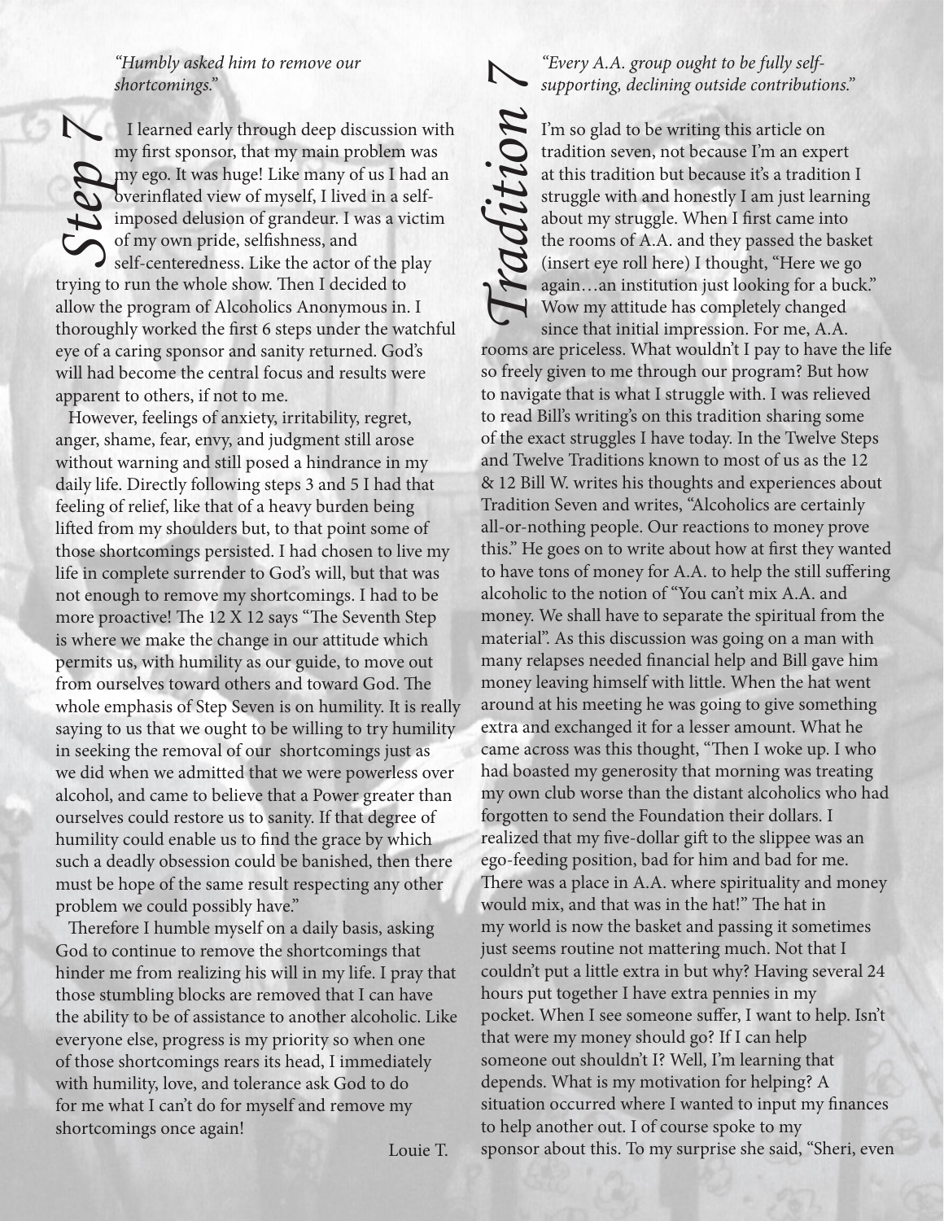## Step 7

*"Humbly asked him to remove our shortcomings."*

I learned early through deep discussion with my first sponsor, that my main problem was my ego. It was huge! Like many of us I had an overinflated view of myself, I lived in a self-imposed delusion of grandeur. I was a victim of my own pride, selfishness, and self-centeredness. Like the actor of the play trying to run the whole show. Then I decided to allow the program of Alcoholics Anonymous in. I thoroughly worked the first 6 steps under the watchful eye of a caring sponsor and sanity returned. God's will had become the central focus and results were apparent to others, if not to me.

However, feelings of anxiety, irritability, regret, anger, shame, fear, envy, and judgment still arose without warning and still posed a hindrance in my daily life. Directly following steps 3 and 5 I had that feeling of relief, like that of a heavy burden being lifted from my shoulders but, to that point some of those shortcomings persisted. I had chosen to live my life in complete surrender to God's will, but that was not enough to remove my shortcomings. I had to be more proactive! The 12 X 12 says "The Seventh Step is where we make the change in our attitude which permits us, with humility as our guide, to move out from ourselves toward others and toward God. The whole emphasis of Step Seven is on humility. It is really saying to us that we ought to be willing to try humility in seeking the removal of our shortcomings just as we did when we admitted that we were powerless over alcohol, and came to believe that a Power greater than ourselves could restore us to sanity. If that degree of humility could enable us to find the grace by which such a deadly obsession could be banished, then there must be hope of the same result respecting any other problem we could possibly have."

Therefore I humble myself on a daily basis, asking God to continue to remove the shortcomings that hinder me from realizing his will in my life. I pray that those stumbling blocks are removed that I can have the ability to be of assistance to another alcoholic. Like everyone else, progress is my priority so when one of those shortcomings rears its head, I immediately with humility, love, and tolerance ask God to do for me what I can't do for myself and remove my shortcomings once again!

Louie T.

## Tradition 7

*"Every A.A. group ought to be fully self-supporting, declining outside contributions."*

I'm so glad to be writing this article on tradition seven, not because I'm an expert at this tradition but because it's a tradition I struggle with and honestly I am just learning about my struggle. When I first came into the rooms of A.A. and they passed the basket (insert eye roll here) I thought, "Here we go again…an institution just looking for a buck." Wow my attitude has completely changed since that initial impression. For me, A.A. rooms are priceless. What wouldn't I pay to have the life so freely given to me through our program? But how to navigate that is what I struggle with. I was relieved to read Bill's writing's on this tradition sharing some of the exact struggles I have today. In the Twelve Steps and Twelve Traditions known to most of us as the 12 & 12 Bill W. writes his thoughts and experiences about Tradition Seven and writes, "Alcoholics are certainly all-or-nothing people. Our reactions to money prove this." He goes on to write about how at first they wanted to have tons of money for A.A. to help the still suffering alcoholic to the notion of "You can't mix A.A. and money. We shall have to separate the spiritual from the material". As this discussion was going on a man with many relapses needed financial help and Bill gave him money leaving himself with little. When the hat went around at his meeting he was going to give something extra and exchanged it for a lesser amount. What he came across was this thought, "Then I woke up. I who had boasted my generosity that morning was treating my own club worse than the distant alcoholics who had forgotten to send the Foundation their dollars. I realized that my five-dollar gift to the slippee was an ego-feeding position, bad for him and bad for me. There was a place in A.A. where spirituality and money would mix, and that was in the hat!" The hat in my world is now the basket and passing it sometimes just seems routine not mattering much. Not that I couldn't put a little extra in but why? Having several 24 hours put together I have extra pennies in my pocket. When I see someone suffer, I want to help. Isn't that were my money should go? If I can help someone out shouldn't I? Well, I'm learning that depends. What is my motivation for helping? A situation occurred where I wanted to input my finances to help another out. I of course spoke to my sponsor about this. To my surprise she said, "Sheri, even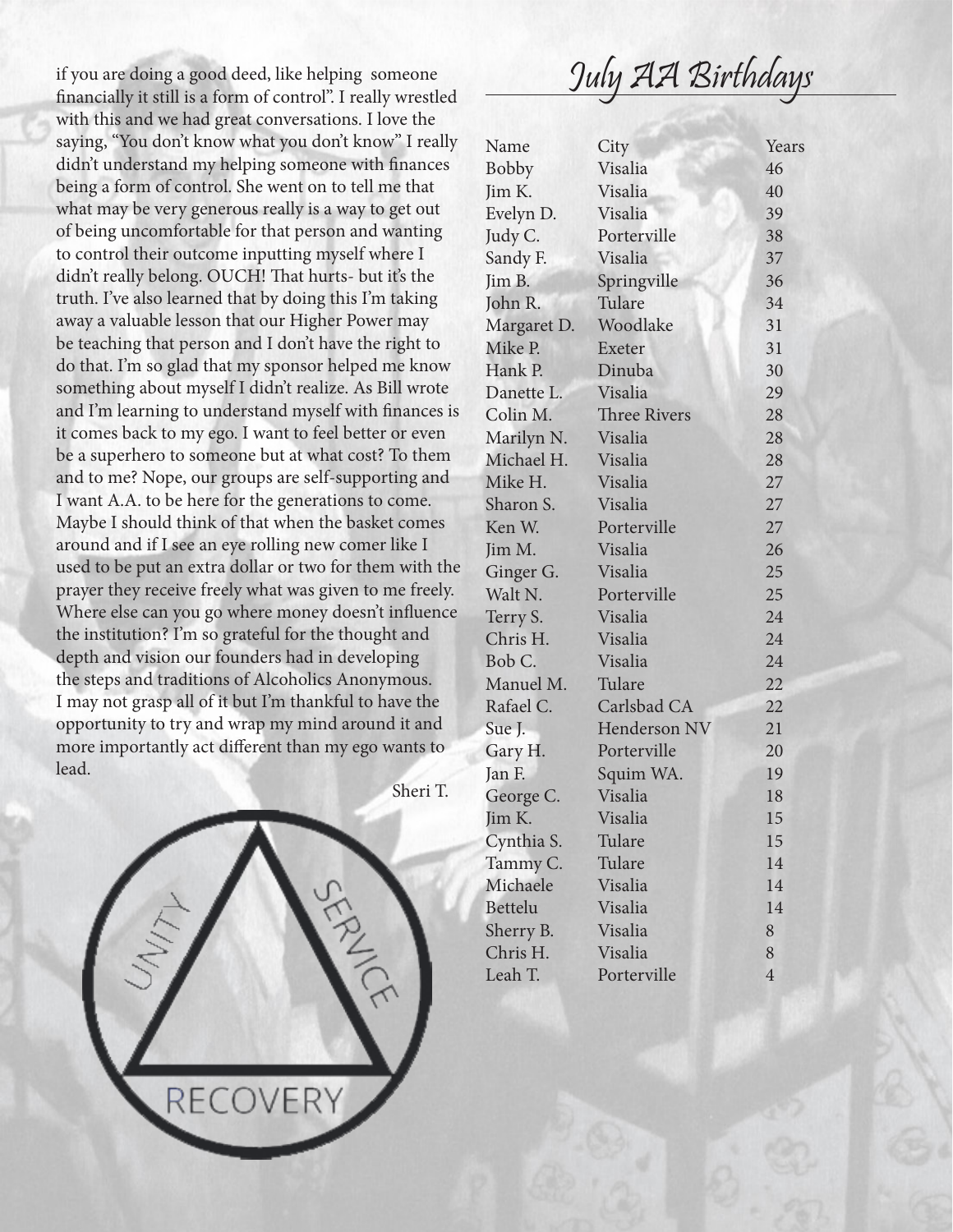if you are doing a good deed, like helping someone financially it still is a form of control". I really wrestled with this and we had great conversations. I love the saying, "You don't know what you don't know" I really didn't understand my helping someone with finances being a form of control. She went on to tell me that what may be very generous really is a way to get out of being uncomfortable for that person and wanting to control their outcome inputting myself where I didn't really belong. OUCH! That hurts- but it's the truth. I've also learned that by doing this I'm taking away a valuable lesson that our Higher Power may be teaching that person and I don't have the right to do that. I'm so glad that my sponsor helped me know something about myself I didn't realize. As Bill wrote and I'm learning to understand myself with finances is it comes back to my ego. I want to feel better or even be a superhero to someone but at what cost? To them and to me? Nope, our groups are self-supporting and I want A.A. to be here for the generations to come. Maybe I should think of that when the basket comes around and if I see an eye rolling new comer like I used to be put an extra dollar or two for them with the prayer they receive freely what was given to me freely. Where else can you go where money doesn't influence the institution? I'm so grateful for the thought and depth and vision our founders had in developing the steps and traditions of Alcoholics Anonymous. I may not grasp all of it but I'm thankful to have the opportunity to try and wrap my mind around it and more importantly act different than my ego wants to lead.

Sheri T.

UNITY SERVICE RECOVERY

# July AA Birthdays

| Name | City | Years |
|---|---|---|
| Bobby | Visalia | 46 |
| Jim K. | Visalia | 40 |
| Evelyn D. | Visalia | 39 |
| Judy C. | Porterville | 38 |
| Sandy F. | Visalia | 37 |
| Jim B. | Springville | 36 |
| John R. | Tulare | 34 |
| Margaret D. | Woodlake | 31 |
| Mike P. | Exeter | 31 |
| Hank P. | Dinuba | 30 |
| Danette L. | Visalia | 29 |
| Colin M. | Three Rivers | 28 |
| Marilyn N. | Visalia | 28 |
| Michael H. | Visalia | 28 |
| Mike H. | Visalia | 27 |
| Sharon S. | Visalia | 27 |
| Ken W. | Porterville | 27 |
| Jim M. | Visalia | 26 |
| Ginger G. | Visalia | 25 |
| Walt N. | Porterville | 25 |
| Terry S. | Visalia | 24 |
| Chris H. | Visalia | 24 |
| Bob C. | Visalia | 24 |
| Manuel M. | Tulare | 22 |
| Rafael C. | Carlsbad CA | 22 |
| Sue J. | Henderson NV | 21 |
| Gary H. | Porterville | 20 |
| Jan F. | Squim WA. | 19 |
| George C. | Visalia | 18 |
| Jim K. | Visalia | 15 |
| Cynthia S. | Tulare | 15 |
| Tammy C. | Tulare | 14 |
| Michaele | Visalia | 14 |
| Bettelu | Visalia | 14 |
| Sherry B. | Visalia | 8 |
| Chris H. | Visalia | 8 |
| Leah T. | Porterville | 4 |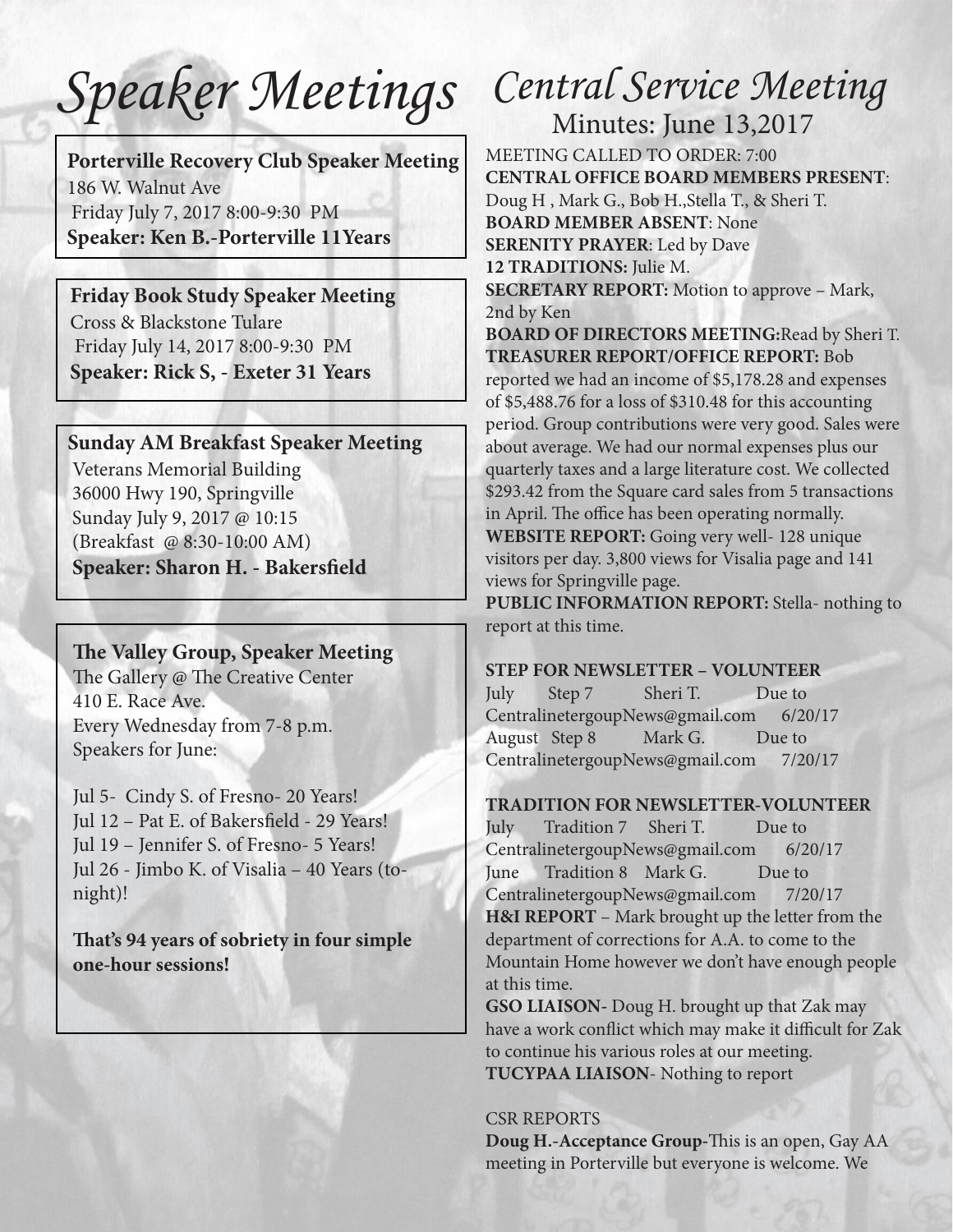# Speaker Meetings

**Porterville Recovery Club Speaker Meeting**
186 W. Walnut Ave
Friday July 7, 2017 8:00-9:30 PM
**Speaker: Ken B.-Porterville 11Years**

**Friday Book Study Speaker Meeting**
Cross & Blackstone Tulare
Friday July 14, 2017 8:00-9:30 PM
**Speaker: Rick S, - Exeter 31 Years**

**Sunday AM Breakfast Speaker Meeting**
Veterans Memorial Building
36000 Hwy 190, Springville
Sunday July 9, 2017 @ 10:15
(Breakfast @ 8:30-10:00 AM)
**Speaker: Sharon H. - Bakersfield**

**The Valley Group, Speaker Meeting**
The Gallery @ The Creative Center
410 E. Race Ave.
Every Wednesday from 7-8 p.m.
Speakers for June:

Jul 5- Cindy S. of Fresno- 20 Years!
Jul 12 – Pat E. of Bakersfield - 29 Years!
Jul 19 – Jennifer S. of Fresno- 5 Years!
Jul 26 - Jimbo K. of Visalia – 40 Years (to-night)!

**That's 94 years of sobriety in four simple one-hour sessions!**

# Central Service Meeting

## Minutes: June 13,2017

MEETING CALLED TO ORDER: 7:00
**CENTRAL OFFICE BOARD MEMBERS PRESENT**: Doug H , Mark G., Bob H.,Stella T., & Sheri T.
**BOARD MEMBER ABSENT**: None
**SERENITY PRAYER**: Led by Dave
**12 TRADITIONS:** Julie M.
**SECRETARY REPORT:** Motion to approve – Mark, 2nd by Ken
**BOARD OF DIRECTORS MEETING:**Read by Sheri T.
**TREASURER REPORT/OFFICE REPORT:** Bob reported we had an income of $5,178.28 and expenses of $5,488.76 for a loss of $310.48 for this accounting period. Group contributions were very good. Sales were about average. We had our normal expenses plus our quarterly taxes and a large literature cost. We collected $293.42 from the Square card sales from 5 transactions in April. The office has been operating normally.
**WEBSITE REPORT:** Going very well- 128 unique visitors per day. 3,800 views for Visalia page and 141 views for Springville page.
**PUBLIC INFORMATION REPORT:** Stella- nothing to report at this time.

**STEP FOR NEWSLETTER – VOLUNTEER**
July Step 7 Sheri T. Due to CentralinetergoupNews@gmail.com 6/20/17
August Step 8 Mark G. Due to CentralinetergoupNews@gmail.com 7/20/17

**TRADITION FOR NEWSLETTER-VOLUNTEER**
July Tradition 7 Sheri T. Due to CentralinetergoupNews@gmail.com 6/20/17
June Tradition 8 Mark G. Due to CentralinetergoupNews@gmail.com 7/20/17
**H&I REPORT** – Mark brought up the letter from the department of corrections for A.A. to come to the Mountain Home however we don't have enough people at this time.
**GSO LIAISON-** Doug H. brought up that Zak may have a work conflict which may make it difficult for Zak to continue his various roles at our meeting.
**TUCYPAA LIAISON**- Nothing to report

CSR REPORTS
**Doug H.-Acceptance Group-**This is an open, Gay AA meeting in Porterville but everyone is welcome. We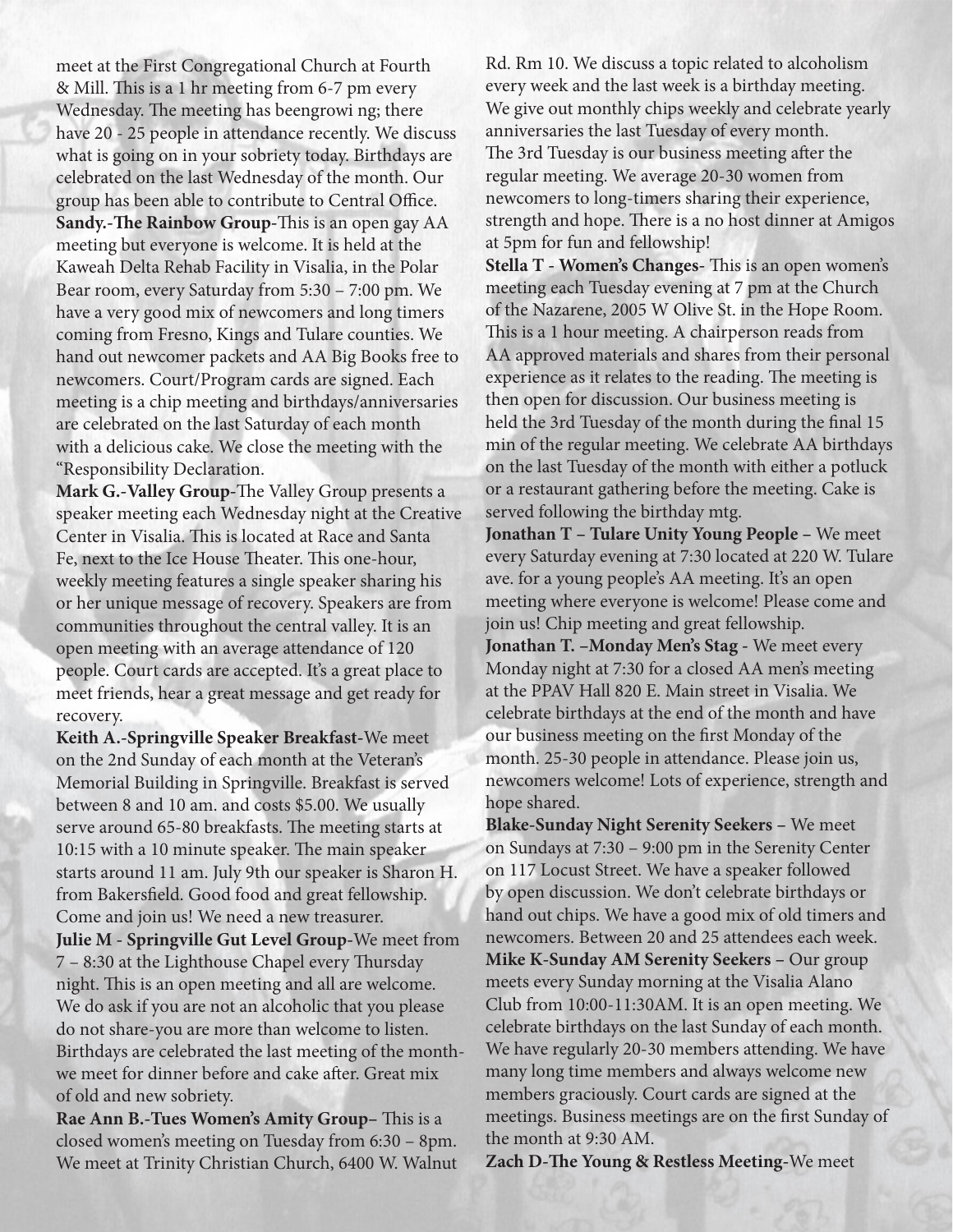meet at the First Congregational Church at Fourth & Mill. This is a 1 hr meeting from 6-7 pm every Wednesday. The meeting has beengrowi ng; there have 20 - 25 people in attendance recently. We discuss what is going on in your sobriety today. Birthdays are celebrated on the last Wednesday of the month. Our group has been able to contribute to Central Office.

**Sandy.-The Rainbow Group**-This is an open gay AA meeting but everyone is welcome. It is held at the Kaweah Delta Rehab Facility in Visalia, in the Polar Bear room, every Saturday from 5:30 – 7:00 pm. We have a very good mix of newcomers and long timers coming from Fresno, Kings and Tulare counties. We hand out newcomer packets and AA Big Books free to newcomers. Court/Program cards are signed. Each meeting is a chip meeting and birthdays/anniversaries are celebrated on the last Saturday of each month with a delicious cake. We close the meeting with the "Responsibility Declaration.

**Mark G.-Valley Group**-The Valley Group presents a speaker meeting each Wednesday night at the Creative Center in Visalia. This is located at Race and Santa Fe, next to the Ice House Theater. This one-hour, weekly meeting features a single speaker sharing his or her unique message of recovery. Speakers are from communities throughout the central valley. It is an open meeting with an average attendance of 120 people. Court cards are accepted. It's a great place to meet friends, hear a great message and get ready for recovery.

**Keith A.-Springville Speaker Breakfast**-We meet on the 2nd Sunday of each month at the Veteran's Memorial Building in Springville. Breakfast is served between 8 and 10 am. and costs $5.00. We usually serve around 65-80 breakfasts. The meeting starts at 10:15 with a 10 minute speaker. The main speaker starts around 11 am. July 9th our speaker is Sharon H. from Bakersfield. Good food and great fellowship. Come and join us! We need a new treasurer.

**Julie M - Springville Gut Level Group**-We meet from 7 – 8:30 at the Lighthouse Chapel every Thursday night. This is an open meeting and all are welcome. We do ask if you are not an alcoholic that you please do not share-you are more than welcome to listen. Birthdays are celebrated the last meeting of the month-we meet for dinner before and cake after. Great mix of old and new sobriety.

**Rae Ann B.-Tues Women's Amity Group**– This is a closed women's meeting on Tuesday from 6:30 – 8pm. We meet at Trinity Christian Church, 6400 W. Walnut Rd. Rm 10. We discuss a topic related to alcoholism every week and the last week is a birthday meeting. We give out monthly chips weekly and celebrate yearly anniversaries the last Tuesday of every month. The 3rd Tuesday is our business meeting after the regular meeting. We average 20-30 women from newcomers to long-timers sharing their experience, strength and hope. There is a no host dinner at Amigos at 5pm for fun and fellowship!

**Stella T - Women's Changes**- This is an open women's meeting each Tuesday evening at 7 pm at the Church of the Nazarene, 2005 W Olive St. in the Hope Room. This is a 1 hour meeting. A chairperson reads from AA approved materials and shares from their personal experience as it relates to the reading. The meeting is then open for discussion. Our business meeting is held the 3rd Tuesday of the month during the final 15 min of the regular meeting. We celebrate AA birthdays on the last Tuesday of the month with either a potluck or a restaurant gathering before the meeting. Cake is served following the birthday mtg.

**Jonathan T – Tulare Unity Young People** – We meet every Saturday evening at 7:30 located at 220 W. Tulare ave. for a young people's AA meeting. It's an open meeting where everyone is welcome! Please come and join us! Chip meeting and great fellowship.

**Jonathan T. –Monday Men's Stag** - We meet every Monday night at 7:30 for a closed AA men's meeting at the PPAV Hall 820 E. Main street in Visalia. We celebrate birthdays at the end of the month and have our business meeting on the first Monday of the month. 25-30 people in attendance. Please join us, newcomers welcome! Lots of experience, strength and hope shared.

**Blake-Sunday Night Serenity Seekers** – We meet on Sundays at 7:30 – 9:00 pm in the Serenity Center on 117 Locust Street. We have a speaker followed by open discussion. We don't celebrate birthdays or hand out chips. We have a good mix of old timers and newcomers. Between 20 and 25 attendees each week.

**Mike K-Sunday AM Serenity Seekers** – Our group meets every Sunday morning at the Visalia Alano Club from 10:00-11:30AM. It is an open meeting. We celebrate birthdays on the last Sunday of each month. We have regularly 20-30 members attending. We have many long time members and always welcome new members graciously. Court cards are signed at the meetings. Business meetings are on the first Sunday of the month at 9:30 AM.

**Zach D-The Young & Restless Meeting**-We meet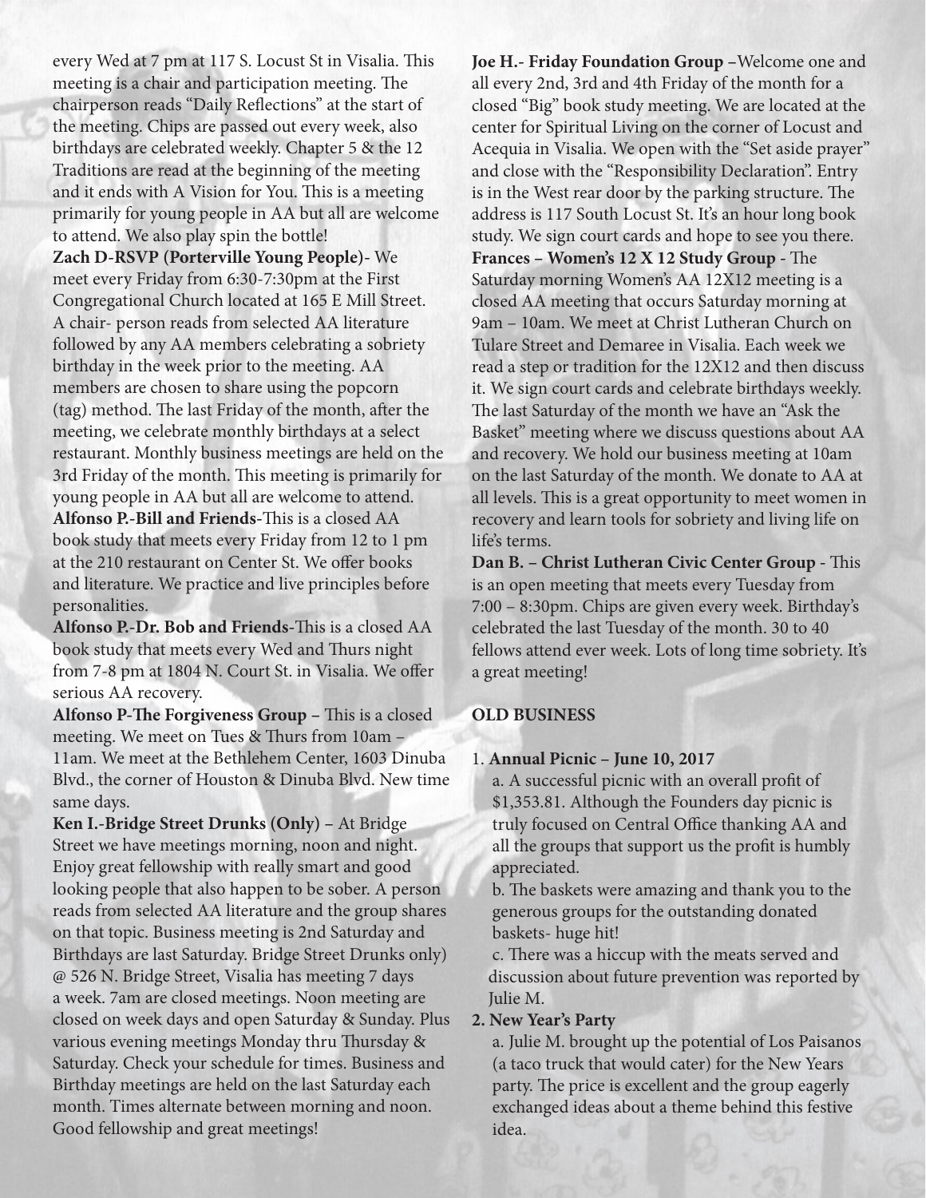every Wed at 7 pm at 117 S. Locust St in Visalia. This meeting is a chair and participation meeting. The chairperson reads "Daily Reflections" at the start of the meeting. Chips are passed out every week, also birthdays are celebrated weekly. Chapter 5 & the 12 Traditions are read at the beginning of the meeting and it ends with A Vision for You. This is a meeting primarily for young people in AA but all are welcome to attend. We also play spin the bottle!

**Zach D-RSVP (Porterville Young People)**- We meet every Friday from 6:30-7:30pm at the First Congregational Church located at 165 E Mill Street. A chair- person reads from selected AA literature followed by any AA members celebrating a sobriety birthday in the week prior to the meeting. AA members are chosen to share using the popcorn (tag) method. The last Friday of the month, after the meeting, we celebrate monthly birthdays at a select restaurant. Monthly business meetings are held on the 3rd Friday of the month. This meeting is primarily for young people in AA but all are welcome to attend.

**Alfonso P.-Bill and Friends**-This is a closed AA book study that meets every Friday from 12 to 1 pm at the 210 restaurant on Center St. We offer books and literature. We practice and live principles before personalities.

**Alfonso P.-Dr. Bob and Friends**-This is a closed AA book study that meets every Wed and Thurs night from 7-8 pm at 1804 N. Court St. in Visalia. We offer serious AA recovery.

**Alfonso P-The Forgiveness Group –** This is a closed meeting. We meet on Tues & Thurs from 10am – 11am. We meet at the Bethlehem Center, 1603 Dinuba Blvd., the corner of Houston & Dinuba Blvd. New time same days.

**Ken I.-Bridge Street Drunks (Only) –** At Bridge Street we have meetings morning, noon and night. Enjoy great fellowship with really smart and good looking people that also happen to be sober. A person reads from selected AA literature and the group shares on that topic. Business meeting is 2nd Saturday and Birthdays are last Saturday. Bridge Street Drunks only) @ 526 N. Bridge Street, Visalia has meeting 7 days a week. 7am are closed meetings. Noon meeting are closed on week days and open Saturday & Sunday. Plus various evening meetings Monday thru Thursday & Saturday. Check your schedule for times. Business and Birthday meetings are held on the last Saturday each month. Times alternate between morning and noon. Good fellowship and great meetings!

**Joe H.- Friday Foundation Group –**Welcome one and all every 2nd, 3rd and 4th Friday of the month for a closed "Big" book study meeting. We are located at the center for Spiritual Living on the corner of Locust and Acequia in Visalia. We open with the "Set aside prayer" and close with the "Responsibility Declaration". Entry is in the West rear door by the parking structure. The address is 117 South Locust St. It's an hour long book study. We sign court cards and hope to see you there.

**Frances – Women's 12 X 12 Study Group** - The Saturday morning Women's AA 12X12 meeting is a closed AA meeting that occurs Saturday morning at 9am – 10am. We meet at Christ Lutheran Church on Tulare Street and Demaree in Visalia. Each week we read a step or tradition for the 12X12 and then discuss it. We sign court cards and celebrate birthdays weekly. The last Saturday of the month we have an "Ask the Basket" meeting where we discuss questions about AA and recovery. We hold our business meeting at 10am on the last Saturday of the month. We donate to AA at all levels. This is a great opportunity to meet women in recovery and learn tools for sobriety and living life on life's terms.

**Dan B. – Christ Lutheran Civic Center Group** - This is an open meeting that meets every Tuesday from 7:00 – 8:30pm. Chips are given every week. Birthday's celebrated the last Tuesday of the month. 30 to 40 fellows attend ever week. Lots of long time sobriety. It's a great meeting!

**OLD BUSINESS**

1. **Annual Picnic – June 10, 2017**

   a. A successful picnic with an overall profit of $1,353.81. Although the Founders day picnic is truly focused on Central Office thanking AA and all the groups that support us the profit is humbly appreciated.

   b. The baskets were amazing and thank you to the generous groups for the outstanding donated baskets- huge hit!

   c. There was a hiccup with the meats served and discussion about future prevention was reported by Julie M.

2. **New Year's Party**

   a. Julie M. brought up the potential of Los Paisanos (a taco truck that would cater) for the New Years party. The price is excellent and the group eagerly exchanged ideas about a theme behind this festive idea.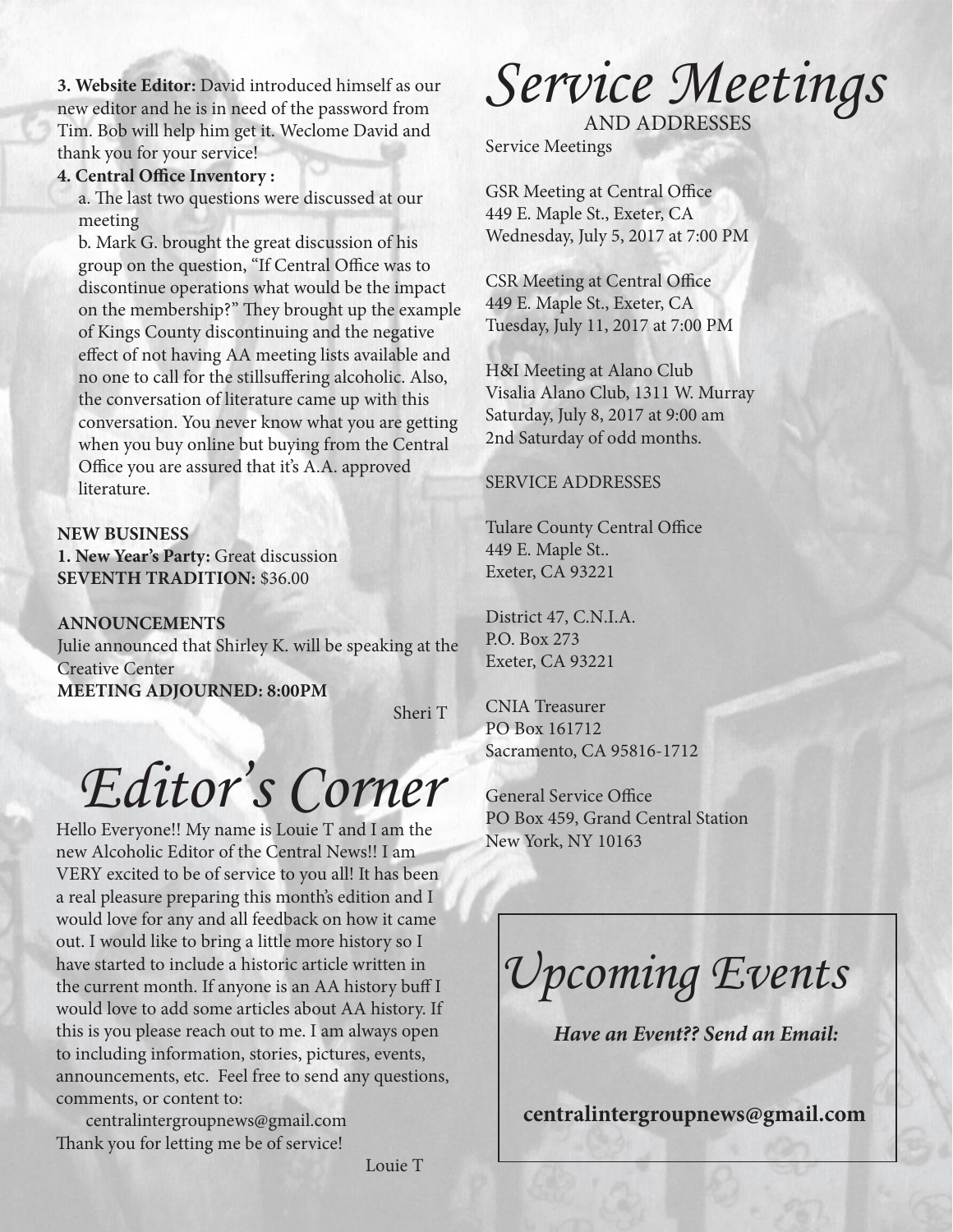**3. Website Editor:** David introduced himself as our new editor and he is in need of the password from Tim. Bob will help him get it. Weclome David and thank you for your service!

**4. Central Office Inventory :**

a. The last two questions were discussed at our meeting

b. Mark G. brought the great discussion of his group on the question, "If Central Office was to discontinue operations what would be the impact on the membership?" They brought up the example of Kings County discontinuing and the negative effect of not having AA meeting lists available and no one to call for the stillsuffering alcoholic. Also, the conversation of literature came up with this conversation. You never know what you are getting when you buy online but buying from the Central Office you are assured that it's A.A. approved literature.

**NEW BUSINESS**
**1. New Year's Party:** Great discussion
**SEVENTH TRADITION:** $36.00

**ANNOUNCEMENTS**
Julie announced that Shirley K. will be speaking at the Creative Center
**MEETING ADJOURNED: 8:00PM**

Sheri T

# Editor's Corner

Hello Everyone!! My name is Louie T and I am the new Alcoholic Editor of the Central News!! I am VERY excited to be of service to you all! It has been a real pleasure preparing this month's edition and I would love for any and all feedback on how it came out. I would like to bring a little more history so I have started to include a historic article written in the current month. If anyone is an AA history buff I would love to add some articles about AA history. If this is you please reach out to me. I am always open to including information, stories, pictures, events, announcements, etc. Feel free to send any questions, comments, or content to:

centralintergroupnews@gmail.com

Thank you for letting me be of service!

Louie T

# Service Meetings

AND ADDRESSES

Service Meetings

GSR Meeting at Central Office
449 E. Maple St., Exeter, CA
Wednesday, July 5, 2017 at 7:00 PM

CSR Meeting at Central Office
449 E. Maple St., Exeter, CA
Tuesday, July 11, 2017 at 7:00 PM

H&I Meeting at Alano Club
Visalia Alano Club, 1311 W. Murray
Saturday, July 8, 2017 at 9:00 am
2nd Saturday of odd months.

SERVICE ADDRESSES

Tulare County Central Office
449 E. Maple St..
Exeter, CA 93221

District 47, C.N.I.A.
P.O. Box 273
Exeter, CA 93221

CNIA Treasurer
PO Box 161712
Sacramento, CA 95816-1712

General Service Office
PO Box 459, Grand Central Station
New York, NY 10163

# Upcoming Events

***Have an Event?? Send an Email:***

**centralintergroupnews@gmail.com**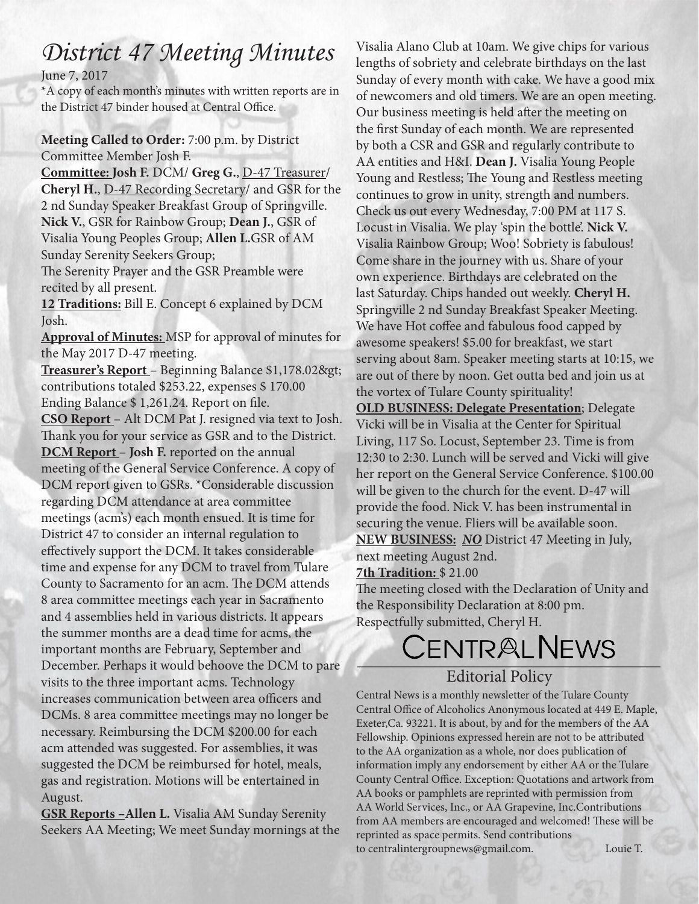# *District 47 Meeting Minutes*

June 7, 2017

*A copy of each month's minutes with written reports are in the District 47 binder housed at Central Office.

**Meeting Called to Order:** 7:00 p.m. by District Committee Member Josh F.

**Committee: Josh F.** DCM/ **Greg G.**, D-47 Treasurer/ **Cheryl H.**, D-47 Recording Secretary/ and GSR for the 2 nd Sunday Speaker Breakfast Group of Springville. **Nick V.**, GSR for Rainbow Group; **Dean J.**, GSR of Visalia Young Peoples Group; **Allen L.**GSR of AM Sunday Serenity Seekers Group;

The Serenity Prayer and the GSR Preamble were recited by all present.

**12 Traditions:** Bill E. Concept 6 explained by DCM Josh.

**Approval of Minutes:** MSP for approval of minutes for the May 2017 D-47 meeting.

**Treasurer's Report** – Beginning Balance $1,178.02&gt; contributions totaled $253.22, expenses $ 170.00 Ending Balance $ 1,261.24. Report on file.

**CSO Report** – Alt DCM Pat J. resigned via text to Josh. Thank you for your service as GSR and to the District.

**DCM Report** – **Josh F.** reported on the annual meeting of the General Service Conference. A copy of DCM report given to GSRs. *Considerable discussion regarding DCM attendance at area committee meetings (acm's) each month ensued. It is time for District 47 to consider an internal regulation to effectively support the DCM. It takes considerable time and expense for any DCM to travel from Tulare County to Sacramento for an acm. The DCM attends 8 area committee meetings each year in Sacramento and 4 assemblies held in various districts. It appears the summer months are a dead time for acms, the important months are February, September and December. Perhaps it would behoove the DCM to pare visits to the three important acms. Technology increases communication between area officers and DCMs. 8 area committee meetings may no longer be necessary. Reimbursing the DCM $200.00 for each acm attended was suggested. For assemblies, it was suggested the DCM be reimbursed for hotel, meals, gas and registration. Motions will be entertained in August.

**GSR Reports –Allen L.** Visalia AM Sunday Serenity Seekers AA Meeting; We meet Sunday mornings at the Visalia Alano Club at 10am. We give chips for various lengths of sobriety and celebrate birthdays on the last Sunday of every month with cake. We have a good mix of newcomers and old timers. We are an open meeting. Our business meeting is held after the meeting on the first Sunday of each month. We are represented by both a CSR and GSR and regularly contribute to AA entities and H&I. **Dean J.** Visalia Young People Young and Restless; The Young and Restless meeting continues to grow in unity, strength and numbers. Check us out every Wednesday, 7:00 PM at 117 S. Locust in Visalia. We play 'spin the bottle'. **Nick V.** Visalia Rainbow Group; Woo! Sobriety is fabulous! Come share in the journey with us. Share of your own experience. Birthdays are celebrated on the last Saturday. Chips handed out weekly. **Cheryl H.** Springville 2 nd Sunday Breakfast Speaker Meeting. We have Hot coffee and fabulous food capped by awesome speakers! $5.00 for breakfast, we start serving about 8am. Speaker meeting starts at 10:15, we are out of there by noon. Get outta bed and join us at the vortex of Tulare County spirituality!

**OLD BUSINESS: Delegate Presentation**; Delegate Vicki will be in Visalia at the Center for Spiritual Living, 117 So. Locust, September 23. Time is from 12:30 to 2:30. Lunch will be served and Vicki will give her report on the General Service Conference. $100.00 will be given to the church for the event. D-47 will provide the food. Nick V. has been instrumental in securing the venue. Fliers will be available soon.

**NEW BUSINESS:** ***NO*** District 47 Meeting in July, next meeting August 2nd.

**7th Tradition:** $ 21.00

The meeting closed with the Declaration of Unity and the Responsibility Declaration at 8:00 pm.

Respectfully submitted, Cheryl H.

# CENTRAL NEWS

## Editorial Policy

Central News is a monthly newsletter of the Tulare County Central Office of Alcoholics Anonymous located at 449 E. Maple, Exeter,Ca. 93221. It is about, by and for the members of the AA Fellowship. Opinions expressed herein are not to be attributed to the AA organization as a whole, nor does publication of information imply any endorsement by either AA or the Tulare County Central Office. Exception: Quotations and artwork from AA books or pamphlets are reprinted with permission from AA World Services, Inc., or AA Grapevine, Inc.Contributions from AA members are encouraged and welcomed! These will be reprinted as space permits. Send contributions to centralintergroupnews@gmail.com. Louie T.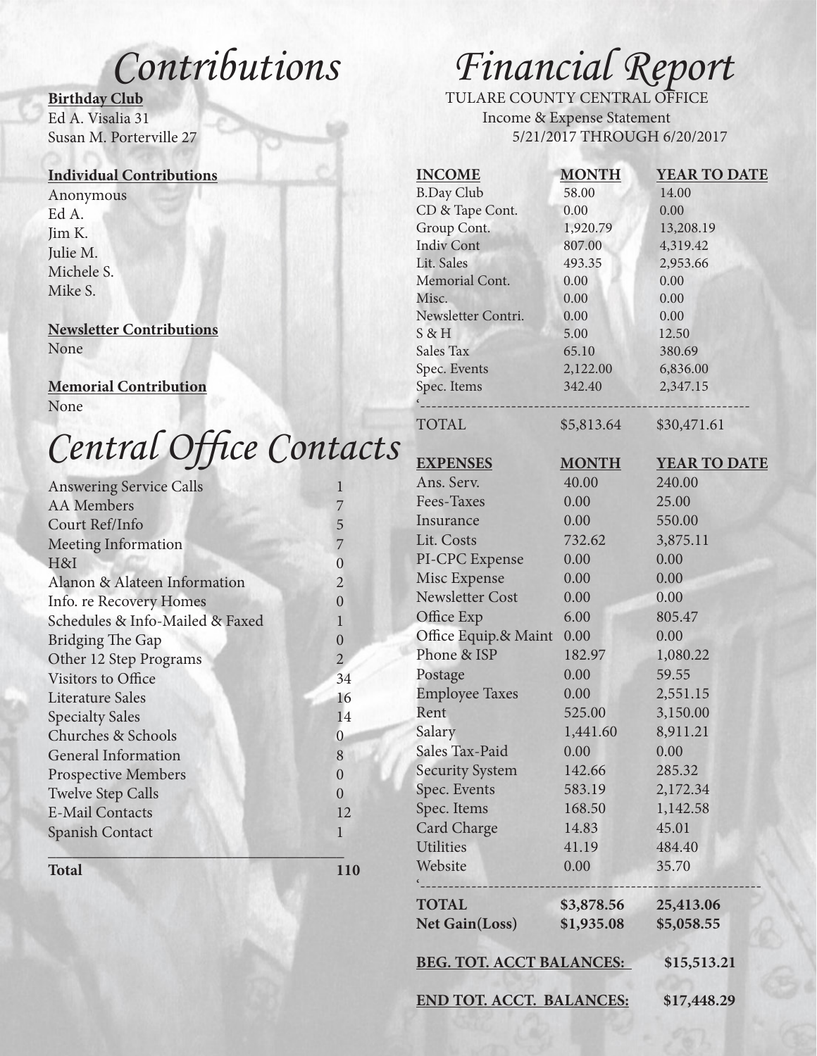# Contributions

**Birthday Club**

Ed A. Visalia 31
Susan M. Porterville 27

**Individual Contributions**

Anonymous
Ed A.
Jim K.
Julie M.
Michele S.
Mike S.

**Newsletter Contributions**

None

**Memorial Contribution**

None

# Central Office Contacts

| | |
|---|---|
| Answering Service Calls | 1 |
| AA Members | 7 |
| Court Ref/Info | 5 |
| Meeting Information | 7 |
| H&I | 0 |
| Alanon & Alateen Information | 2 |
| Info. re Recovery Homes | 0 |
| Schedules & Info-Mailed & Faxed | 1 |
| Bridging The Gap | 0 |
| Other 12 Step Programs | 2 |
| Visitors to Office | 34 |
| Literature Sales | 16 |
| Specialty Sales | 14 |
| Churches & Schools | 0 |
| General Information | 8 |
| Prospective Members | 0 |
| Twelve Step Calls | 0 |
| E-Mail Contacts | 12 |
| Spanish Contact | 1 |
| **Total** | **110** |

# Financial Report

TULARE COUNTY CENTRAL OFFICE
Income & Expense Statement
5/21/2017 THROUGH 6/20/2017

| INCOME | MONTH | YEAR TO DATE |
|---|---|---|
| B.Day Club | 58.00 | 14.00 |
| CD & Tape Cont. | 0.00 | 0.00 |
| Group Cont. | 1,920.79 | 13,208.19 |
| Indiv Cont | 807.00 | 4,319.42 |
| Lit. Sales | 493.35 | 2,953.66 |
| Memorial Cont. | 0.00 | 0.00 |
| Misc. | 0.00 | 0.00 |
| Newsletter Contri. | 0.00 | 0.00 |
| S & H | 5.00 | 12.50 |
| Sales Tax | 65.10 | 380.69 |
| Spec. Events | 2,122.00 | 6,836.00 |
| Spec. Items | 342.40 | 2,347.15 |
| TOTAL | $5,813.64 | $30,471.61 |

| EXPENSES | MONTH | YEAR TO DATE |
|---|---|---|
| Ans. Serv. | 40.00 | 240.00 |
| Fees-Taxes | 0.00 | 25.00 |
| Insurance | 0.00 | 550.00 |
| Lit. Costs | 732.62 | 3,875.11 |
| PI-CPC Expense | 0.00 | 0.00 |
| Misc Expense | 0.00 | 0.00 |
| Newsletter Cost | 0.00 | 0.00 |
| Office Exp | 6.00 | 805.47 |
| Office Equip.& Maint | 0.00 | 0.00 |
| Phone & ISP | 182.97 | 1,080.22 |
| Postage | 0.00 | 59.55 |
| Employee Taxes | 0.00 | 2,551.15 |
| Rent | 525.00 | 3,150.00 |
| Salary | 1,441.60 | 8,911.21 |
| Sales Tax-Paid | 0.00 | 0.00 |
| Security System | 142.66 | 285.32 |
| Spec. Events | 583.19 | 2,172.34 |
| Spec. Items | 168.50 | 1,142.58 |
| Card Charge | 14.83 | 45.01 |
| Utilities | 41.19 | 484.40 |
| Website | 0.00 | 35.70 |
| **TOTAL** | **$3,878.56** | **25,413.06** |
| **Net Gain(Loss)** | **$1,935.08** | **$5,058.55** |

**BEG. TOT. ACCT BALANCES:** **$15,513.21**

**END TOT. ACCT. BALANCES:** **$17,448.29**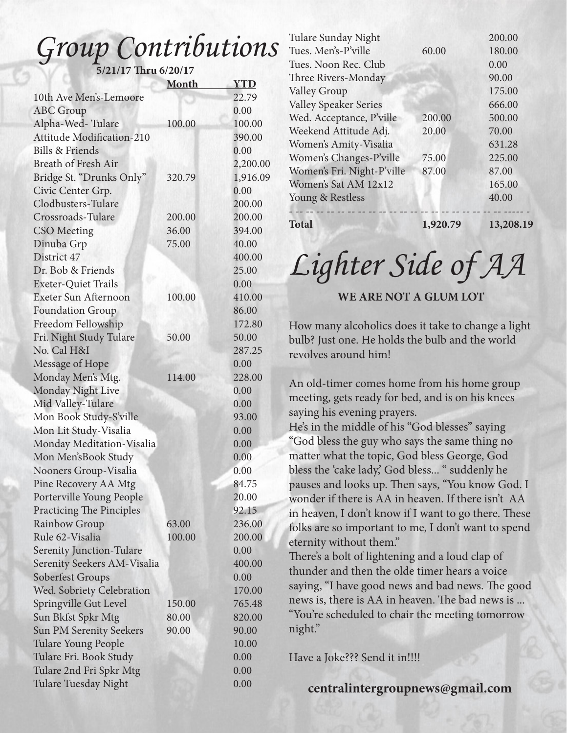# Group Contributions

**5/21/17 Thru 6/20/17**

| | Month | YTD |
|---|---|---|
| 10th Ave Men's-Lemoore | | 22.79 |
| ABC Group | | 0.00 |
| Alpha-Wed- Tulare | 100.00 | 100.00 |
| Attitude Modification-210 | | 390.00 |
| Bills & Friends | | 0.00 |
| Breath of Fresh Air | | 2,200.00 |
| Bridge St. "Drunks Only" | 320.79 | 1,916.09 |
| Civic Center Grp. | | 0.00 |
| Clodbusters-Tulare | | 200.00 |
| Crossroads-Tulare | 200.00 | 200.00 |
| CSO Meeting | 36.00 | 394.00 |
| Dinuba Grp | 75.00 | 40.00 |
| District 47 | | 400.00 |
| Dr. Bob & Friends | | 25.00 |
| Exeter-Quiet Trails | | 0.00 |
| Exeter Sun Afternoon | 100.00 | 410.00 |
| Foundation Group | | 86.00 |
| Freedom Fellowship | | 172.80 |
| Fri. Night Study Tulare | 50.00 | 50.00 |
| No. Cal H&I | | 287.25 |
| Message of Hope | | 0.00 |
| Monday Men's Mtg. | 114.00 | 228.00 |
| Monday Night Live | | 0.00 |
| Mid Valley-Tulare | | 0.00 |
| Mon Book Study-S'ville | | 93.00 |
| Mon Lit Study-Visalia | | 0.00 |
| Monday Meditation-Visalia | | 0.00 |
| Mon Men'sBook Study | | 0.00 |
| Nooners Group-Visalia | | 0.00 |
| Pine Recovery AA Mtg | | 84.75 |
| Porterville Young People | | 20.00 |
| Practicing The Pinciples | | 92.15 |
| Rainbow Group | 63.00 | 236.00 |
| Rule 62-Visalia | 100.00 | 200.00 |
| Serenity Junction-Tulare | | 0.00 |
| Serenity Seekers AM-Visalia | | 400.00 |
| Soberfest Groups | | 0.00 |
| Wed. Sobriety Celebration | | 170.00 |
| Springville Gut Level | 150.00 | 765.48 |
| Sun Bkfst Spkr Mtg | 80.00 | 820.00 |
| Sun PM Serenity Seekers | 90.00 | 90.00 |
| Tulare Young People | | 10.00 |
| Tulare Fri. Book Study | | 0.00 |
| Tulare 2nd Fri Spkr Mtg | | 0.00 |
| Tulare Tuesday Night | | 0.00 |
| Tulare Sunday Night | | 200.00 |
| Tues. Men's-P'ville | 60.00 | 180.00 |
| Tues. Noon Rec. Club | | 0.00 |
| Three Rivers-Monday | | 90.00 |
| Valley Group | | 175.00 |
| Valley Speaker Series | | 666.00 |
| Wed. Acceptance, P'ville | 200.00 | 500.00 |
| Weekend Attitude Adj. | 20.00 | 70.00 |
| Women's Amity-Visalia | | 631.28 |
| Women's Changes-P'ville | 75.00 | 225.00 |
| Women's Fri. Night-P'ville | 87.00 | 87.00 |
| Women's Sat AM 12x12 | | 165.00 |
| Young & Restless | | 40.00 |
| **Total** | **1,920.79** | **13,208.19** |

# Lighter Side of AA

**WE ARE NOT A GLUM LOT**

How many alcoholics does it take to change a light bulb? Just one. He holds the bulb and the world revolves around him!

An old-timer comes home from his home group meeting, gets ready for bed, and is on his knees saying his evening prayers.
He's in the middle of his "God blesses" saying "God bless the guy who says the same thing no matter what the topic, God bless George, God bless the 'cake lady,' God bless... " suddenly he pauses and looks up. Then says, "You know God. I wonder if there is AA in heaven. If there isn't AA in heaven, I don't know if I want to go there. These folks are so important to me, I don't want to spend eternity without them."
There's a bolt of lightening and a loud clap of thunder and then the olde timer hears a voice saying, "I have good news and bad news. The good news is, there is AA in heaven. The bad news is ... "You're scheduled to chair the meeting tomorrow night."

Have a Joke??? Send it in!!!!

**centralintergroupnews@gmail.com**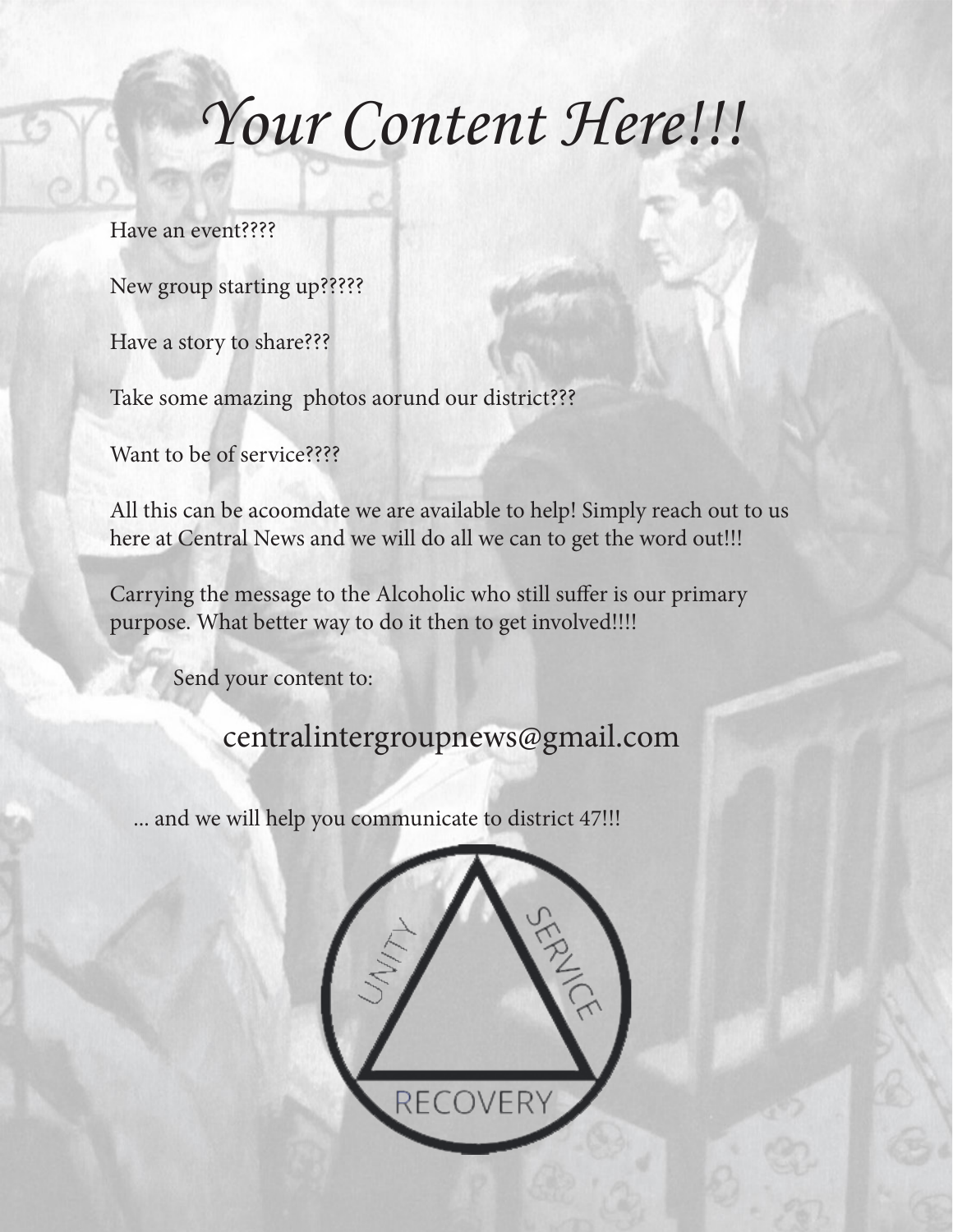# *Your Content Here!!!*

Have an event????

New group starting up?????

Have a story to share???

Take some amazing  photos aorund our district???

Want to be of service????

All this can be acoomdate we are available to help! Simply reach out to us here at Central News and we will do all we can to get the word out!!!

Carrying the message to the Alcoholic who still suffer is our primary purpose. What better way to do it then to get involved!!!!

Send your content to:

centralintergroupnews@gmail.com

... and we will help you communicate to district 47!!!

UNITY SERVICE RECOVERY